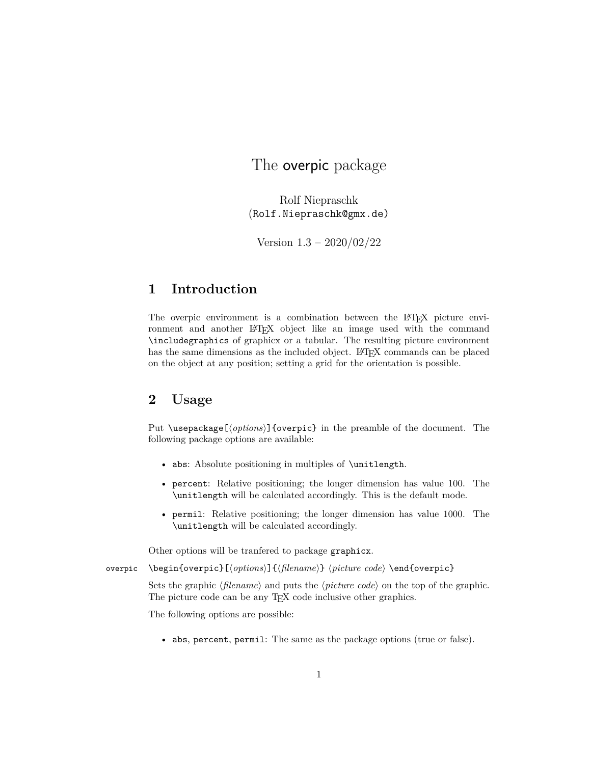# The overpic package

Rolf Niepraschk  
(Rolf.Niepraschk@gmx.de)

Version 1.3 – 2020/02/22

## 1 Introduction

The overpic environment is a combination between the LaTeX picture environment and another LaTeX object like an image used with the command `\includegraphics` of graphicx or a tabular. The resulting picture environment has the same dimensions as the included object. LaTeX commands can be placed on the object at any position; setting a grid for the orientation is possible.

## 2 Usage

Put `\usepackage[`⟨*options*⟩`]{overpic}` in the preamble of the document. The following package options are available:

- `abs`: Absolute positioning in multiples of `\unitlength`.
- `percent`: Relative positioning; the longer dimension has value 100. The `\unitlength` will be calculated accordingly. This is the default mode.
- `permil`: Relative positioning; the longer dimension has value 1000. The `\unitlength` will be calculated accordingly.

Other options will be tranfered to package `graphicx`.

`overpic` `\begin{overpic}[`⟨*options*⟩`]{`⟨*filename*⟩`}` ⟨*picture code*⟩ `\end{overpic}`

Sets the graphic ⟨*filename*⟩ and puts the ⟨*picture code*⟩ on the top of the graphic. The picture code can be any TeX code inclusive other graphics.

The following options are possible:

- `abs`, `percent`, `permil`: The same as the package options (true or false).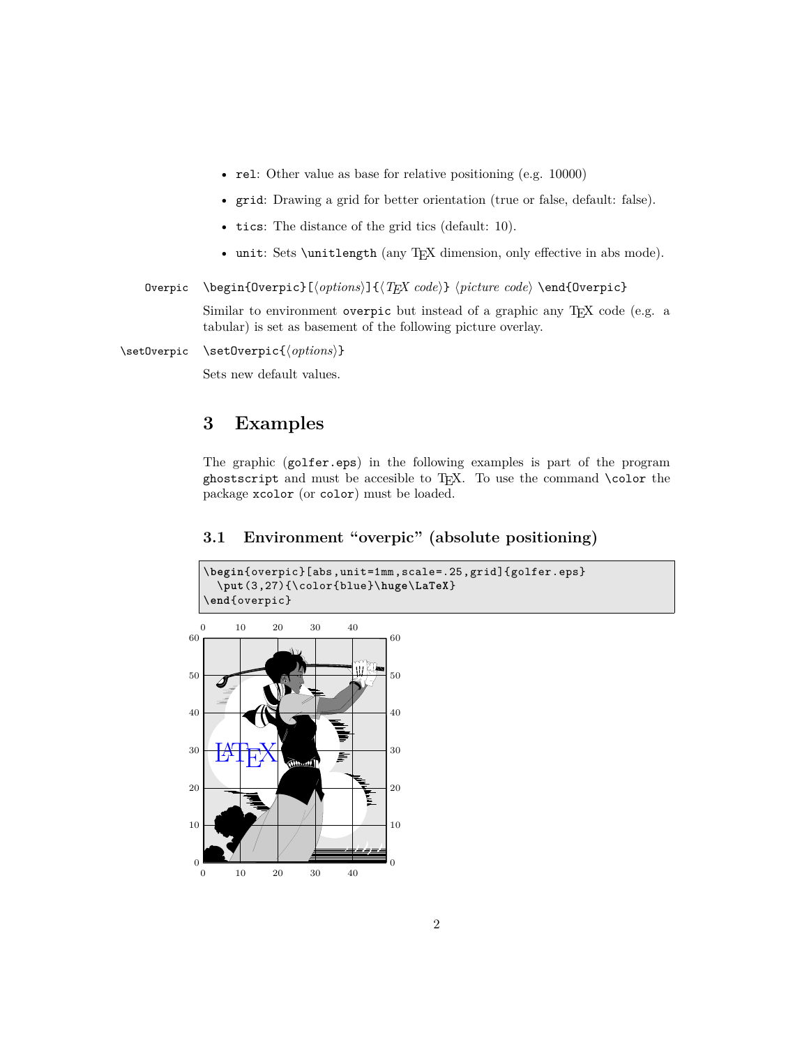- rel: Other value as base for relative positioning (e.g. 10000)
- grid: Drawing a grid for better orientation (true or false, default: false).
- tics: The distance of the grid tics (default: 10).
- unit: Sets \unitlength (any TEX dimension, only effective in abs mode).

Overpic `\begin{Overpic}[⟨options⟩]{⟨TEX code⟩} ⟨picture code⟩ \end{Overpic}`

Similar to environment overpic but instead of a graphic any TEX code (e.g. a tabular) is set as basement of the following picture overlay.

\setOverpic `\setOverpic{⟨options⟩}`

Sets new default values.

# 3 Examples

The graphic (golfer.eps) in the following examples is part of the program ghostscript and must be accesible to TEX. To use the command \color the package xcolor (or color) must be loaded.

## 3.1 Environment "overpic" (absolute positioning)

```
\begin{overpic}[abs,unit=1mm,scale=.25,grid]{golfer.eps}
  \put(3,27){\color{blue}\huge\LaTeX}
\end{overpic}
```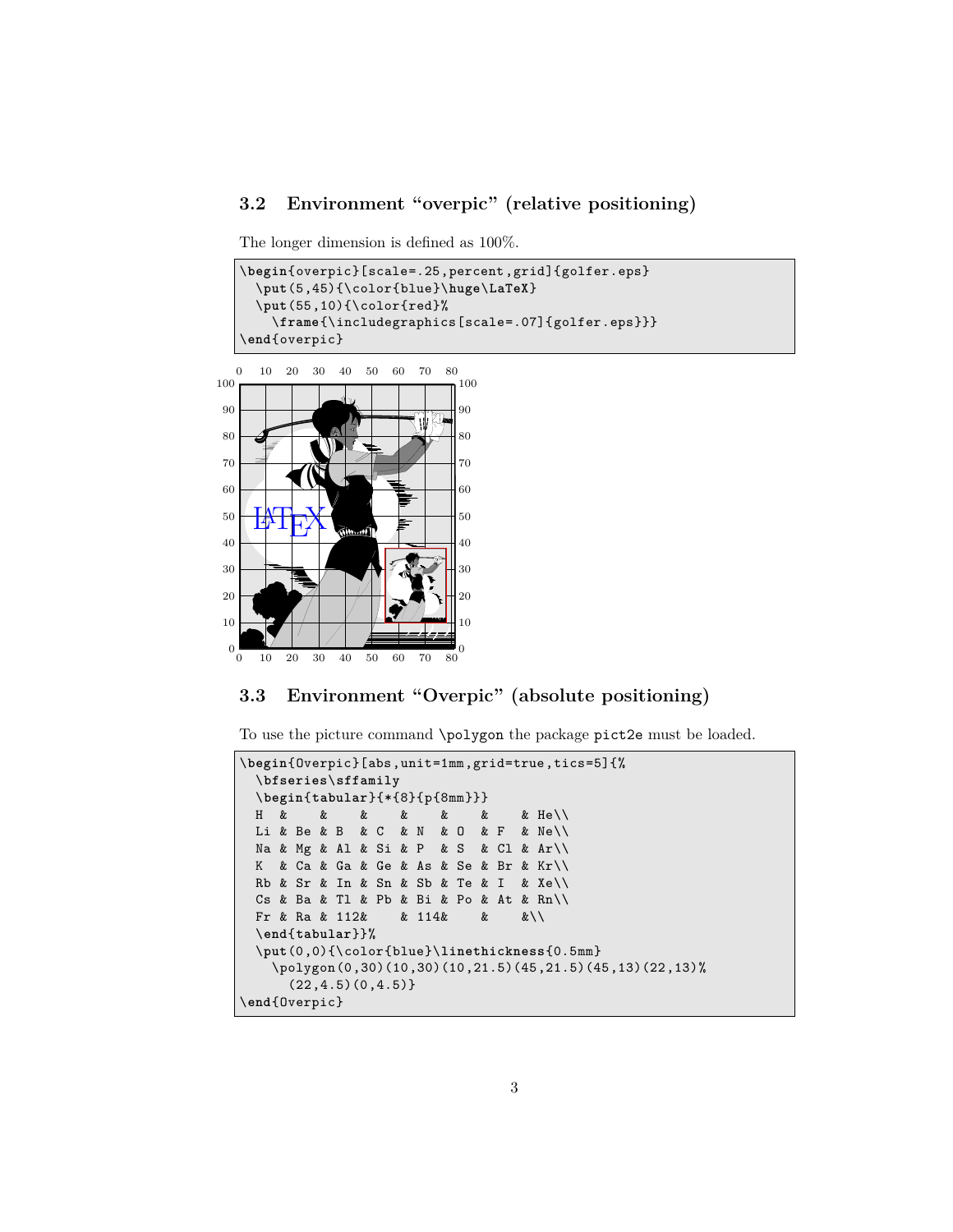### 3.2 Environment "overpic" (relative positioning)

The longer dimension is defined as 100%.

```
\begin{overpic}[scale=.25,percent,grid]{golfer.eps}
  \put(5,45){\color{blue}\huge\LaTeX}
  \put(55,10){\color{red}%
    \frame{\includegraphics[scale=.07]{golfer.eps}}}
\end{overpic}
```

### 3.3 Environment "Overpic" (absolute positioning)

To use the picture command `\polygon` the package `pict2e` must be loaded.

```
\begin{Overpic}[abs,unit=1mm,grid=true,tics=5]{%
  \bfseries\sffamily
  \begin{tabular}{*{8}{p{8mm}}}
  H  &    &    &    &    &    &    & He\\
  Li & Be & B  & C  & N  & O  & F  & Ne\\
  Na & Mg & Al & Si & P  & S  & Cl & Ar\\
  K  & Ca & Ga & Ge & As & Se & Br & Kr\\
  Rb & Sr & In & Sn & Sb & Te & I  & Xe\\
  Cs & Ba & Tl & Pb & Bi & Po & At & Rn\\
  Fr & Ra & 112&    & 114&    &    &\\
  \end{tabular}}%
  \put(0,0){\color{blue}\linethickness{0.5mm}
    \polygon(0,30)(10,30)(10,21.5)(45,21.5)(45,13)(22,13)%
      (22,4.5)(0,4.5)}
\end{Overpic}
```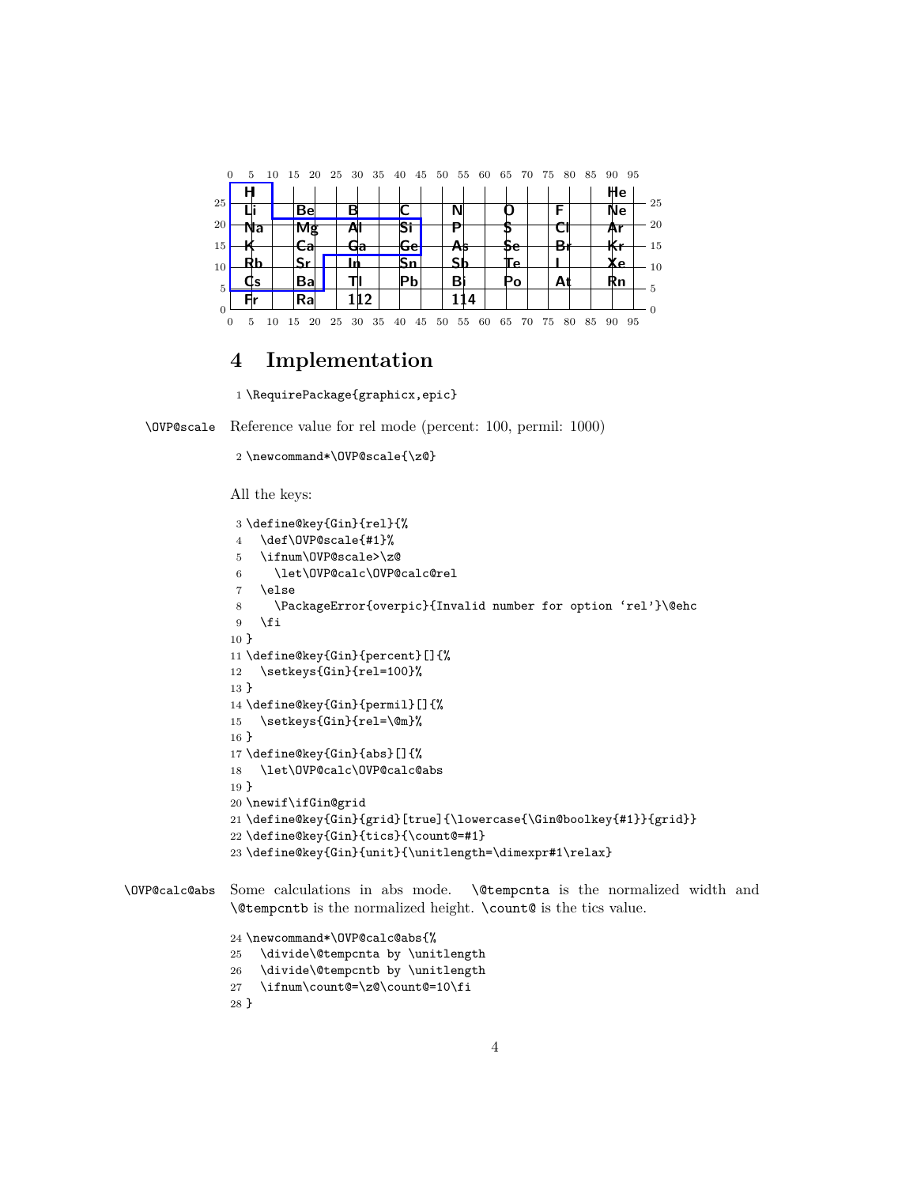| H | | | | | | | | He |
|---|---|---|---|---|---|---|---|---|
| Li | Be | B | C | N | O | F | | Ne |
| Na | Mg | Al | Si | P | S | Cl | | Ar |
| K | Ca | Ga | Ge | As | Se | Br | | Kr |
| Rb | Sr | In | Sn | Sb | Te | I | | Xe |
| Cs | Ba | Tl | Pb | Bi | Po | At | | Rn |
| Fr | Ra | 112 | | 114 | | | | |

## 4 Implementation

```
1 \RequirePackage{graphicx,epic}
```

\OVP@scale Reference value for rel mode (percent: 100, permil: 1000)

```
2 \newcommand*\OVP@scale{\z@}
```

All the keys:

```
3 \define@key{Gin}{rel}{%
4   \def\OVP@scale{#1}%
5   \ifnum\OVP@scale>\z@
6     \let\OVP@calc\OVP@calc@rel
7   \else
8     \PackageError{overpic}{Invalid number for option ‘rel’}\@ehc
9   \fi
10 }
11 \define@key{Gin}{percent}[]{%
12   \setkeys{Gin}{rel=100}%
13 }
14 \define@key{Gin}{permil}[]{%
15   \setkeys{Gin}{rel=\@m}%
16 }
17 \define@key{Gin}{abs}[]{%
18   \let\OVP@calc\OVP@calc@abs
19 }
20 \newif\ifGin@grid
21 \define@key{Gin}{grid}[true]{\lowercase{\Gin@boolkey{#1}}{grid}}
22 \define@key{Gin}{tics}{\count@=#1}
23 \define@key{Gin}{unit}{\unitlength=\dimexpr#1\relax}
```

\OVP@calc@abs Some calculations in abs mode. `\@tempcnta` is the normalized width and `\@tempcntb` is the normalized height. `\count@` is the tics value.

```
24 \newcommand*\OVP@calc@abs{%
25   \divide\@tempcnta by \unitlength
26   \divide\@tempcntb by \unitlength
27   \ifnum\count@=\z@\count@=10\fi
28 }
```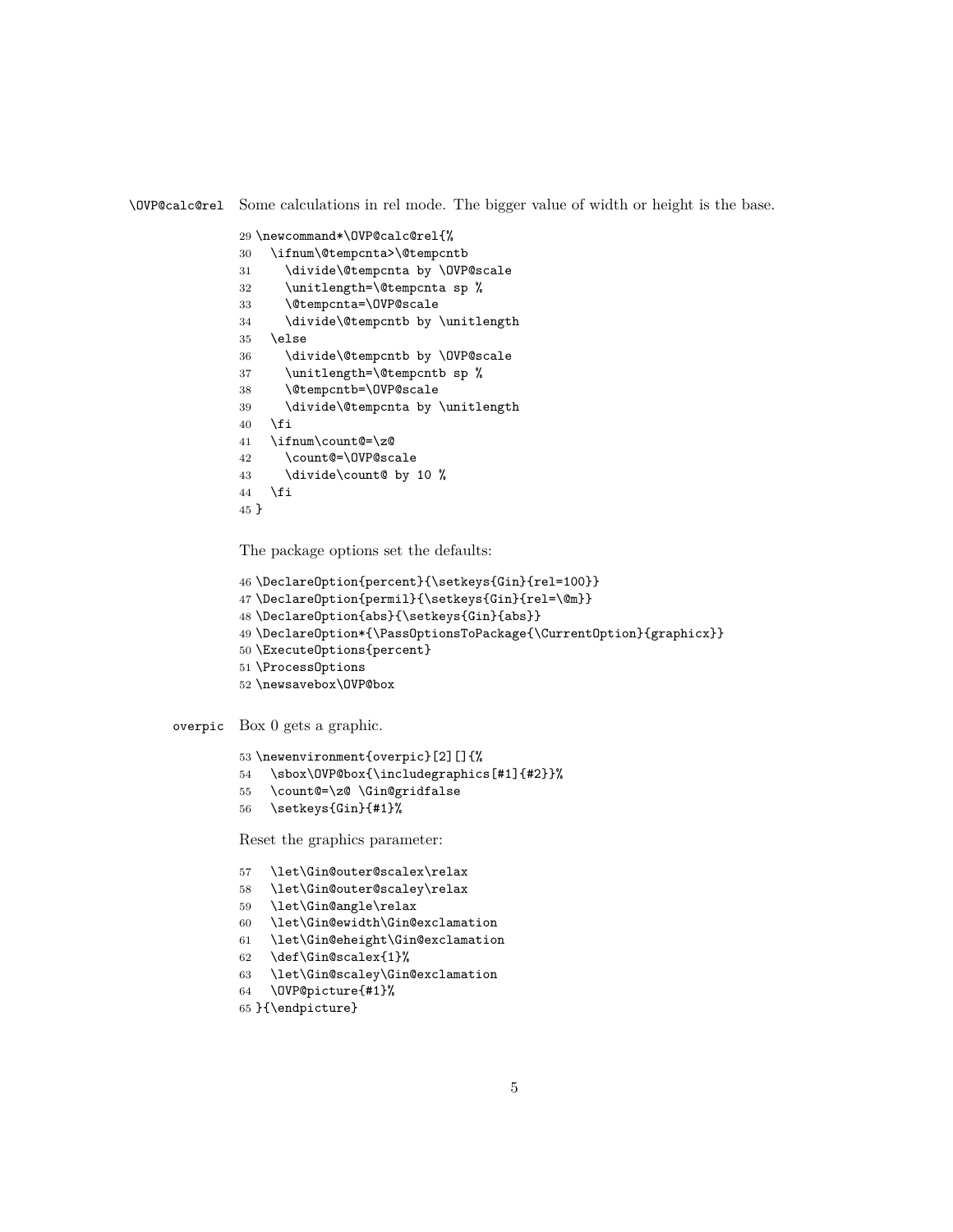`\OVP@calc@rel` Some calculations in rel mode. The bigger value of width or height is the base.

```
29 \newcommand*\OVP@calc@rel{%
30   \ifnum\@tempcnta>\@tempcntb
31     \divide\@tempcnta by \OVP@scale
32     \unitlength=\@tempcnta sp %
33     \@tempcnta=\OVP@scale
34     \divide\@tempcntb by \unitlength
35   \else
36     \divide\@tempcntb by \OVP@scale
37     \unitlength=\@tempcntb sp %
38     \@tempcntb=\OVP@scale
39     \divide\@tempcnta by \unitlength
40   \fi
41   \ifnum\count@=\z@
42     \count@=\OVP@scale
43     \divide\count@ by 10 %
44   \fi
45 }
```

The package options set the defaults:

```
46 \DeclareOption{percent}{\setkeys{Gin}{rel=100}}
47 \DeclareOption{permil}{\setkeys{Gin}{rel=\@m}}
48 \DeclareOption{abs}{\setkeys{Gin}{abs}}
49 \DeclareOption*{\PassOptionsToPackage{\CurrentOption}{graphicx}}
50 \ExecuteOptions{percent}
51 \ProcessOptions
52 \newsavebox\OVP@box
```

`overpic` Box 0 gets a graphic.

```
53 \newenvironment{overpic}[2][]{%
54   \sbox\OVP@box{\includegraphics[#1]{#2}}%
55   \count@=\z@ \Gin@gridfalse
56   \setkeys{Gin}{#1}%
```

Reset the graphics parameter:

```
57   \let\Gin@outer@scalex\relax
58   \let\Gin@outer@scaley\relax
59   \let\Gin@angle\relax
60   \let\Gin@ewidth\Gin@exclamation
61   \let\Gin@eheight\Gin@exclamation
62   \def\Gin@scalex{1}%
63   \let\Gin@scaley\Gin@exclamation
64   \OVP@picture{#1}%
65 }{\endpicture}
```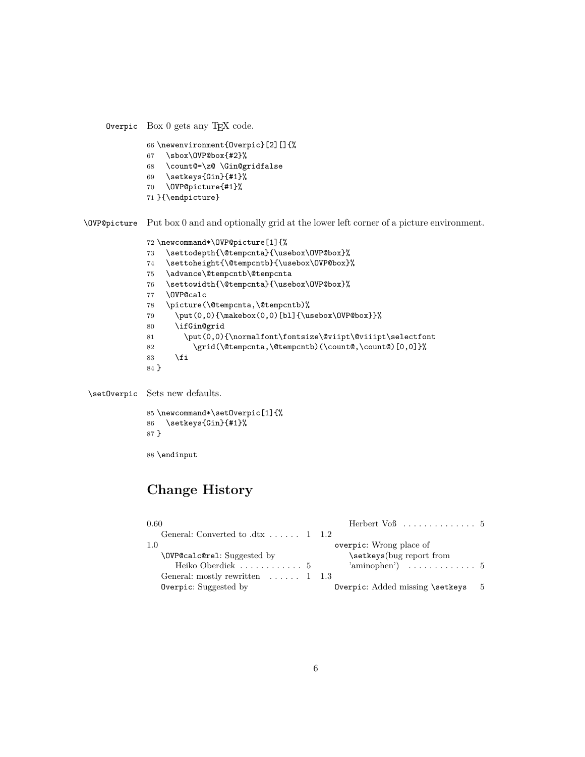**Overpic** Box 0 gets any TEX code.

```
66 \newenvironment{Overpic}[2][]{%
67   \sbox\OVP@box{#2}%
68   \count@=\z@ \Gin@gridfalse
69   \setkeys{Gin}{#1}%
70   \OVP@picture{#1}%
71 }{\endpicture}
```

**\OVP@picture** Put box 0 and and optionally grid at the lower left corner of a picture environment.

```
72 \newcommand*\OVP@picture[1]{%
73   \settodepth{\@tempcnta}{\usebox\OVP@box}%
74   \settoheight{\@tempcntb}{\usebox\OVP@box}%
75   \advance\@tempcntb\@tempcnta
76   \settowidth{\@tempcnta}{\usebox\OVP@box}%
77   \OVP@calc
78   \picture(\@tempcnta,\@tempcntb)%
79     \put(0,0){\makebox(0,0)[bl]{\usebox\OVP@box}}%
80     \ifGin@grid
81       \put(0,0){\normalfont\fontsize\@viipt\@viiipt\selectfont
82         \grid(\@tempcnta,\@tempcntb)(\count@,\count@)[0,0]}%
83     \fi
84 }
```

**\setOverpic** Sets new defaults.

```
85 \newcommand*\setOverpic[1]{%
86   \setkeys{Gin}{#1}%
87 }
```

```
88 \endinput
```

# Change History

0.60
- General: Converted to .dtx . . . . . . 1

1.0
- \OVP@calc@rel: Suggested by Heiko Oberdiek . . . . . . . . . . . . 5
- General: mostly rewritten . . . . . . 1
- Overpic: Suggested by Herbert Voß . . . . . . . . . . . . . . 5

1.2
- overpic: Wrong place of \setkeys(bug report from 'aminophen') . . . . . . . . . . . . . 5

1.3
- Overpic: Added missing \setkeys 5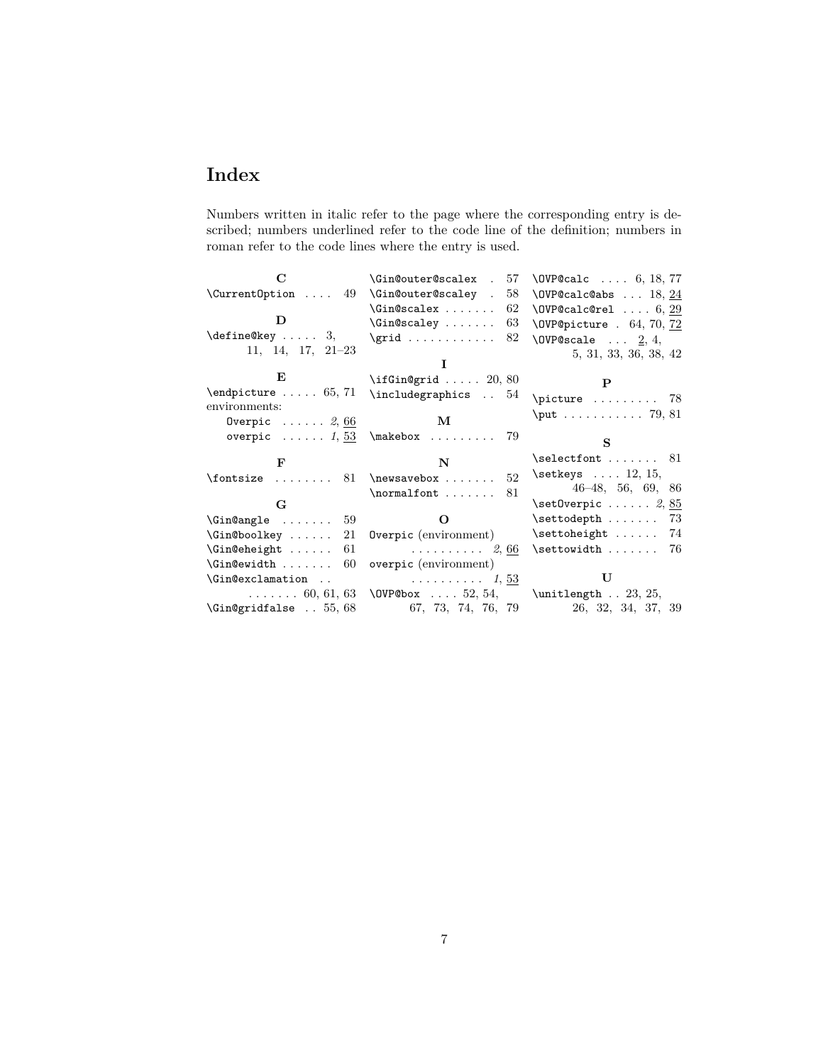# Index

Numbers written in italic refer to the page where the corresponding entry is described; numbers underlined refer to the code line of the definition; numbers in roman refer to the code lines where the entry is used.

**C**

\CurrentOption . . . . 49

**D**

\define@key . . . . . 3, 11, 14, 17, 21–23

**E**

\endpicture . . . . . 65, 71

environments:

- Overpic . . . . . . *2*, 66
- overpic . . . . . . *1*, 53

**F**

\fontsize . . . . . . . . 81

**G**

\Gin@angle . . . . . . . 59

\Gin@boolkey . . . . . . 21

\Gin@eheight . . . . . . 61

\Gin@ewidth . . . . . . . 60

\Gin@exclamation . . . . . . . . . 60, 61, 63

\Gin@gridfalse . . 55, 68

\Gin@outer@scalex . 57

\Gin@outer@scaley . 58

\Gin@scalex . . . . . . . 62

\Gin@scaley . . . . . . . 63

\grid . . . . . . . . . . . . 82

**I**

\ifGin@grid . . . . . 20, 80

\includegraphics . . 54

**M**

\makebox . . . . . . . . . 79

**N**

\newsavebox . . . . . . . 52

\normalfont . . . . . . . 81

**O**

Overpic (environment) . . . . . . . . . . *2*, 66

overpic (environment) . . . . . . . . . . *1*, 53

\OVP@box . . . . 52, 54, 67, 73, 74, 76, 79

\OVP@calc . . . . 6, 18, 77

\OVP@calc@abs . . . 18, 24

\OVP@calc@rel . . . . 6, 29

\OVP@picture . 64, 70, 72

\OVP@scale . . . 2, 4, 5, 31, 33, 36, 38, 42

**P**

\picture . . . . . . . . . 78

\put . . . . . . . . . . . 79, 81

**S**

\selectfont . . . . . . . 81

\setkeys . . . . 12, 15, 46–48, 56, 69, 86

\setOverpic . . . . . . *2*, 85

\settodepth . . . . . . . 73

\settoheight . . . . . . 74

\settowidth . . . . . . . 76

**U**

\unitlength . . 23, 25, 26, 32, 34, 37, 39